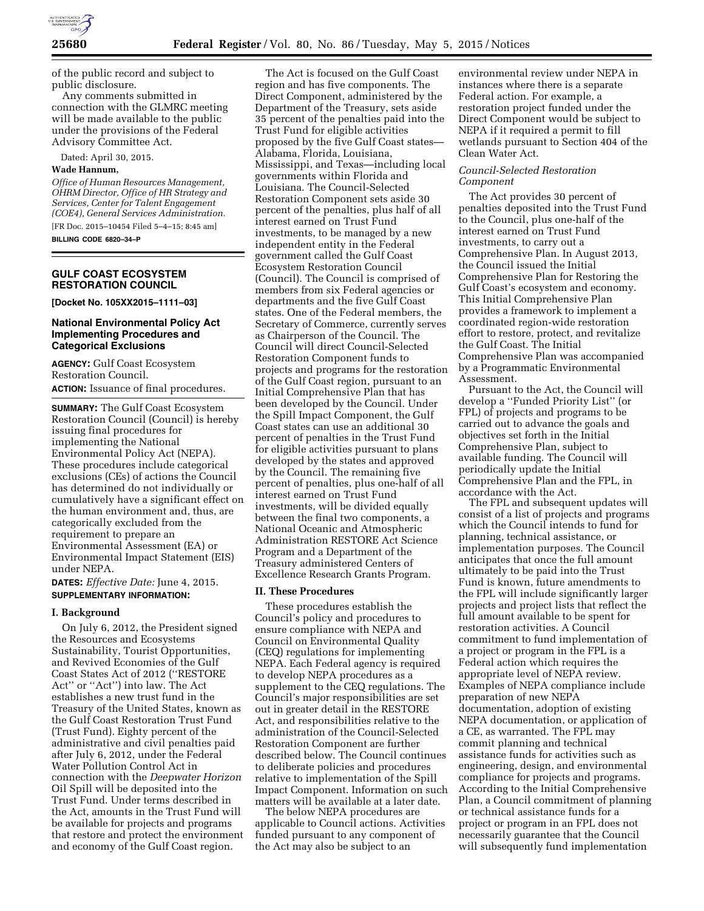of the public record and subject to public disclosure.

Any comments submitted in connection with the GLMRC meeting will be made available to the public under the provisions of the Federal Advisory Committee Act.

Dated: April 30, 2015.

**Wade Hannum,**

*Office of Human Resources Management, OHRM Director, Office of HR Strategy and Services, Center for Talent Engagement (COE4), General Services Administration.*

[FR Doc. 2015–10454 Filed 5–4–15; 8:45 am]

**BILLING CODE 6820–34–P**

## GULF COAST ECOSYSTEM RESTORATION COUNCIL

**[Docket No. 105XX2015–1111–03]**

### National Environmental Policy Act Implementing Procedures and Categorical Exclusions

**AGENCY:** Gulf Coast Ecosystem Restoration Council.

**ACTION:** Issuance of final procedures.

**SUMMARY:** The Gulf Coast Ecosystem Restoration Council (Council) is hereby issuing final procedures for implementing the National Environmental Policy Act (NEPA). These procedures include categorical exclusions (CEs) of actions the Council has determined do not individually or cumulatively have a significant effect on the human environment and, thus, are categorically excluded from the requirement to prepare an Environmental Assessment (EA) or Environmental Impact Statement (EIS) under NEPA.

**DATES:** *Effective Date:* June 4, 2015.

**SUPPLEMENTARY INFORMATION:**

#### I. Background

On July 6, 2012, the President signed the Resources and Ecosystems Sustainability, Tourist Opportunities, and Revived Economies of the Gulf Coast States Act of 2012 (''RESTORE Act'' or ''Act'') into law. The Act establishes a new trust fund in the Treasury of the United States, known as the Gulf Coast Restoration Trust Fund (Trust Fund). Eighty percent of the administrative and civil penalties paid after July 6, 2012, under the Federal Water Pollution Control Act in connection with the *Deepwater Horizon* Oil Spill will be deposited into the Trust Fund. Under terms described in the Act, amounts in the Trust Fund will be available for projects and programs that restore and protect the environment and economy of the Gulf Coast region.

The Act is focused on the Gulf Coast region and has five components. The Direct Component, administered by the Department of the Treasury, sets aside 35 percent of the penalties paid into the Trust Fund for eligible activities proposed by the five Gulf Coast states—Alabama, Florida, Louisiana, Mississippi, and Texas—including local governments within Florida and Louisiana. The Council-Selected Restoration Component sets aside 30 percent of the penalties, plus half of all interest earned on Trust Fund investments, to be managed by a new independent entity in the Federal government called the Gulf Coast Ecosystem Restoration Council (Council). The Council is comprised of members from six Federal agencies or departments and the five Gulf Coast states. One of the Federal members, the Secretary of Commerce, currently serves as Chairperson of the Council. The Council will direct Council-Selected Restoration Component funds to projects and programs for the restoration of the Gulf Coast region, pursuant to an Initial Comprehensive Plan that has been developed by the Council. Under the Spill Impact Component, the Gulf Coast states can use an additional 30 percent of penalties in the Trust Fund for eligible activities pursuant to plans developed by the states and approved by the Council. The remaining five percent of penalties, plus one-half of all interest earned on Trust Fund investments, will be divided equally between the final two components, a National Oceanic and Atmospheric Administration RESTORE Act Science Program and a Department of the Treasury administered Centers of Excellence Research Grants Program.

#### II. These Procedures

These procedures establish the Council's policy and procedures to ensure compliance with NEPA and Council on Environmental Quality (CEQ) regulations for implementing NEPA. Each Federal agency is required to develop NEPA procedures as a supplement to the CEQ regulations. The Council's major responsibilities are set out in greater detail in the RESTORE Act, and responsibilities relative to the administration of the Council-Selected Restoration Component are further described below. The Council continues to deliberate policies and procedures relative to implementation of the Spill Impact Component. Information on such matters will be available at a later date.

The below NEPA procedures are applicable to Council actions. Activities funded pursuant to any component of the Act may also be subject to an environmental review under NEPA in instances where there is a separate Federal action. For example, a restoration project funded under the Direct Component would be subject to NEPA if it required a permit to fill wetlands pursuant to Section 404 of the Clean Water Act.

*Council-Selected Restoration Component*

The Act provides 30 percent of penalties deposited into the Trust Fund to the Council, plus one-half of the interest earned on Trust Fund investments, to carry out a Comprehensive Plan. In August 2013, the Council issued the Initial Comprehensive Plan for Restoring the Gulf Coast's ecosystem and economy. This Initial Comprehensive Plan provides a framework to implement a coordinated region-wide restoration effort to restore, protect, and revitalize the Gulf Coast. The Initial Comprehensive Plan was accompanied by a Programmatic Environmental Assessment.

Pursuant to the Act, the Council will develop a ''Funded Priority List'' (or FPL) of projects and programs to be carried out to advance the goals and objectives set forth in the Initial Comprehensive Plan, subject to available funding. The Council will periodically update the Initial Comprehensive Plan and the FPL, in accordance with the Act.

The FPL and subsequent updates will consist of a list of projects and programs which the Council intends to fund for planning, technical assistance, or implementation purposes. The Council anticipates that once the full amount ultimately to be paid into the Trust Fund is known, future amendments to the FPL will include significantly larger projects and project lists that reflect the full amount available to be spent for restoration activities. A Council commitment to fund implementation of a project or program in the FPL is a Federal action which requires the appropriate level of NEPA review. Examples of NEPA compliance include preparation of new NEPA documentation, adoption of existing NEPA documentation, or application of a CE, as warranted. The FPL may commit planning and technical assistance funds for activities such as engineering, design, and environmental compliance for projects and programs. According to the Initial Comprehensive Plan, a Council commitment of planning or technical assistance funds for a project or program in an FPL does not necessarily guarantee that the Council will subsequently fund implementation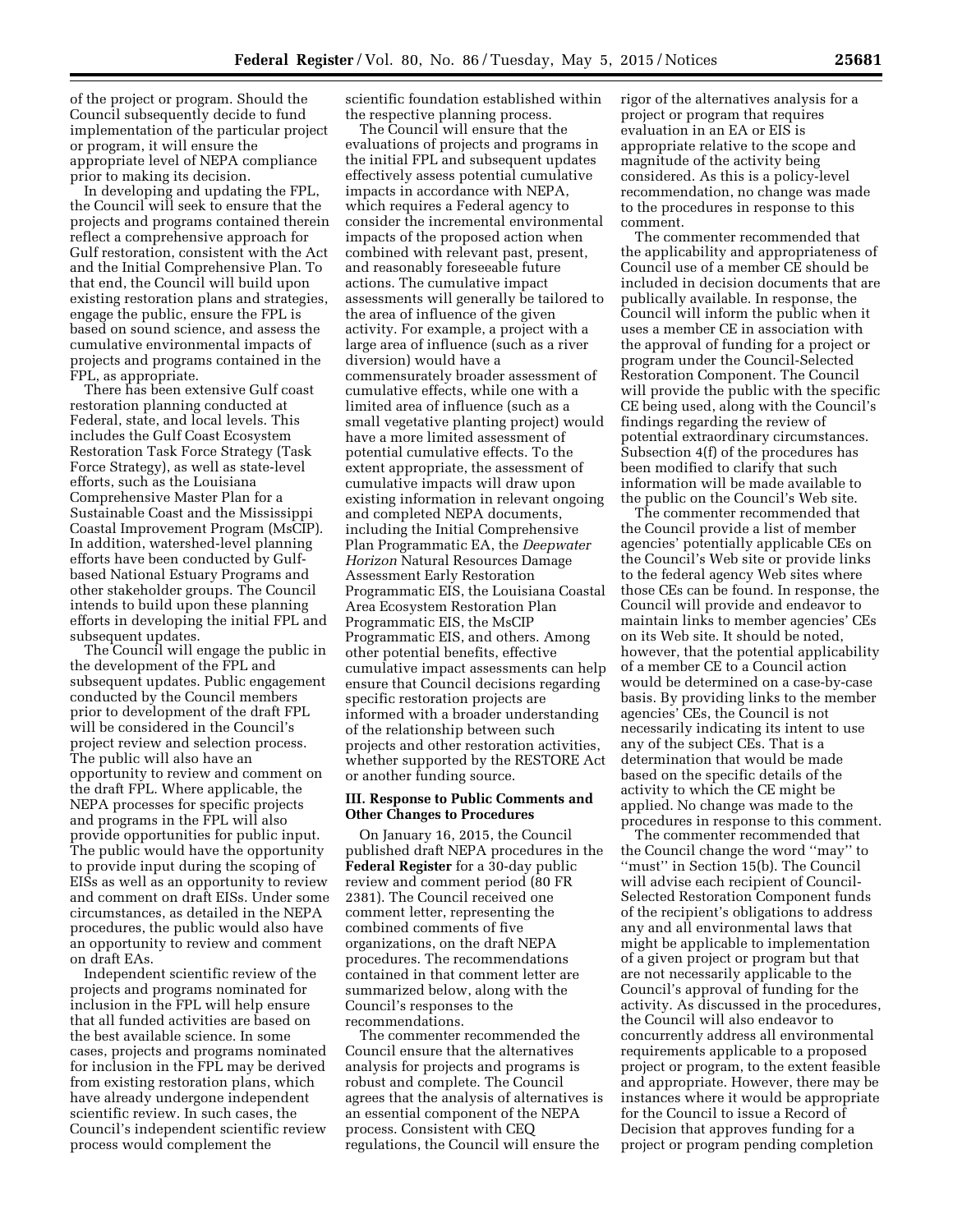of the project or program. Should the Council subsequently decide to fund implementation of the particular project or program, it will ensure the appropriate level of NEPA compliance prior to making its decision.

In developing and updating the FPL, the Council will seek to ensure that the projects and programs contained therein reflect a comprehensive approach for Gulf restoration, consistent with the Act and the Initial Comprehensive Plan. To that end, the Council will build upon existing restoration plans and strategies, engage the public, ensure the FPL is based on sound science, and assess the cumulative environmental impacts of projects and programs contained in the FPL, as appropriate.

There has been extensive Gulf coast restoration planning conducted at Federal, state, and local levels. This includes the Gulf Coast Ecosystem Restoration Task Force Strategy (Task Force Strategy), as well as state-level efforts, such as the Louisiana Comprehensive Master Plan for a Sustainable Coast and the Mississippi Coastal Improvement Program (MsCIP). In addition, watershed-level planning efforts have been conducted by Gulf-based National Estuary Programs and other stakeholder groups. The Council intends to build upon these planning efforts in developing the initial FPL and subsequent updates.

The Council will engage the public in the development of the FPL and subsequent updates. Public engagement conducted by the Council members prior to development of the draft FPL will be considered in the Council's project review and selection process. The public will also have an opportunity to review and comment on the draft FPL. Where applicable, the NEPA processes for specific projects and programs in the FPL will also provide opportunities for public input. The public would have the opportunity to provide input during the scoping of EISs as well as an opportunity to review and comment on draft EISs. Under some circumstances, as detailed in the NEPA procedures, the public would also have an opportunity to review and comment on draft EAs.

Independent scientific review of the projects and programs nominated for inclusion in the FPL will help ensure that all funded activities are based on the best available science. In some cases, projects and programs nominated for inclusion in the FPL may be derived from existing restoration plans, which have already undergone independent scientific review. In such cases, the Council's independent scientific review process would complement the scientific foundation established within the respective planning process.

The Council will ensure that the evaluations of projects and programs in the initial FPL and subsequent updates effectively assess potential cumulative impacts in accordance with NEPA, which requires a Federal agency to consider the incremental environmental impacts of the proposed action when combined with relevant past, present, and reasonably foreseeable future actions. The cumulative impact assessments will generally be tailored to the area of influence of the given activity. For example, a project with a large area of influence (such as a river diversion) would have a commensurately broader assessment of cumulative effects, while one with a limited area of influence (such as a small vegetative planting project) would have a more limited assessment of potential cumulative effects. To the extent appropriate, the assessment of cumulative impacts will draw upon existing information in relevant ongoing and completed NEPA documents, including the Initial Comprehensive Plan Programmatic EA, the *Deepwater Horizon* Natural Resources Damage Assessment Early Restoration Programmatic EIS, the Louisiana Coastal Area Ecosystem Restoration Plan Programmatic EIS, the MsCIP Programmatic EIS, and others. Among other potential benefits, effective cumulative impact assessments can help ensure that Council decisions regarding specific restoration projects are informed with a broader understanding of the relationship between such projects and other restoration activities, whether supported by the RESTORE Act or another funding source.

## III. Response to Public Comments and Other Changes to Procedures

On January 16, 2015, the Council published draft NEPA procedures in the **Federal Register** for a 30-day public review and comment period (80 FR 2381). The Council received one comment letter, representing the combined comments of five organizations, on the draft NEPA procedures. The recommendations contained in that comment letter are summarized below, along with the Council's responses to the recommendations.

The commenter recommended the Council ensure that the alternatives analysis for projects and programs is robust and complete. The Council agrees that the analysis of alternatives is an essential component of the NEPA process. Consistent with CEQ regulations, the Council will ensure the rigor of the alternatives analysis for a project or program that requires evaluation in an EA or EIS is appropriate relative to the scope and magnitude of the activity being considered. As this is a policy-level recommendation, no change was made to the procedures in response to this comment.

The commenter recommended that the applicability and appropriateness of Council use of a member CE should be included in decision documents that are publically available. In response, the Council will inform the public when it uses a member CE in association with the approval of funding for a project or program under the Council-Selected Restoration Component. The Council will provide the public with the specific CE being used, along with the Council's findings regarding the review of potential extraordinary circumstances. Subsection 4(f) of the procedures has been modified to clarify that such information will be made available to the public on the Council's Web site.

The commenter recommended that the Council provide a list of member agencies' potentially applicable CEs on the Council's Web site or provide links to the federal agency Web sites where those CEs can be found. In response, the Council will provide and endeavor to maintain links to member agencies' CEs on its Web site. It should be noted, however, that the potential applicability of a member CE to a Council action would be determined on a case-by-case basis. By providing links to the member agencies' CEs, the Council is not necessarily indicating its intent to use any of the subject CEs. That is a determination that would be made based on the specific details of the activity to which the CE might be applied. No change was made to the procedures in response to this comment.

The commenter recommended that the Council change the word ''may'' to ''must'' in Section 15(b). The Council will advise each recipient of Council-Selected Restoration Component funds of the recipient's obligations to address any and all environmental laws that might be applicable to implementation of a given project or program but that are not necessarily applicable to the Council's approval of funding for the activity. As discussed in the procedures, the Council will also endeavor to concurrently address all environmental requirements applicable to a proposed project or program, to the extent feasible and appropriate. However, there may be instances where it would be appropriate for the Council to issue a Record of Decision that approves funding for a project or program pending completion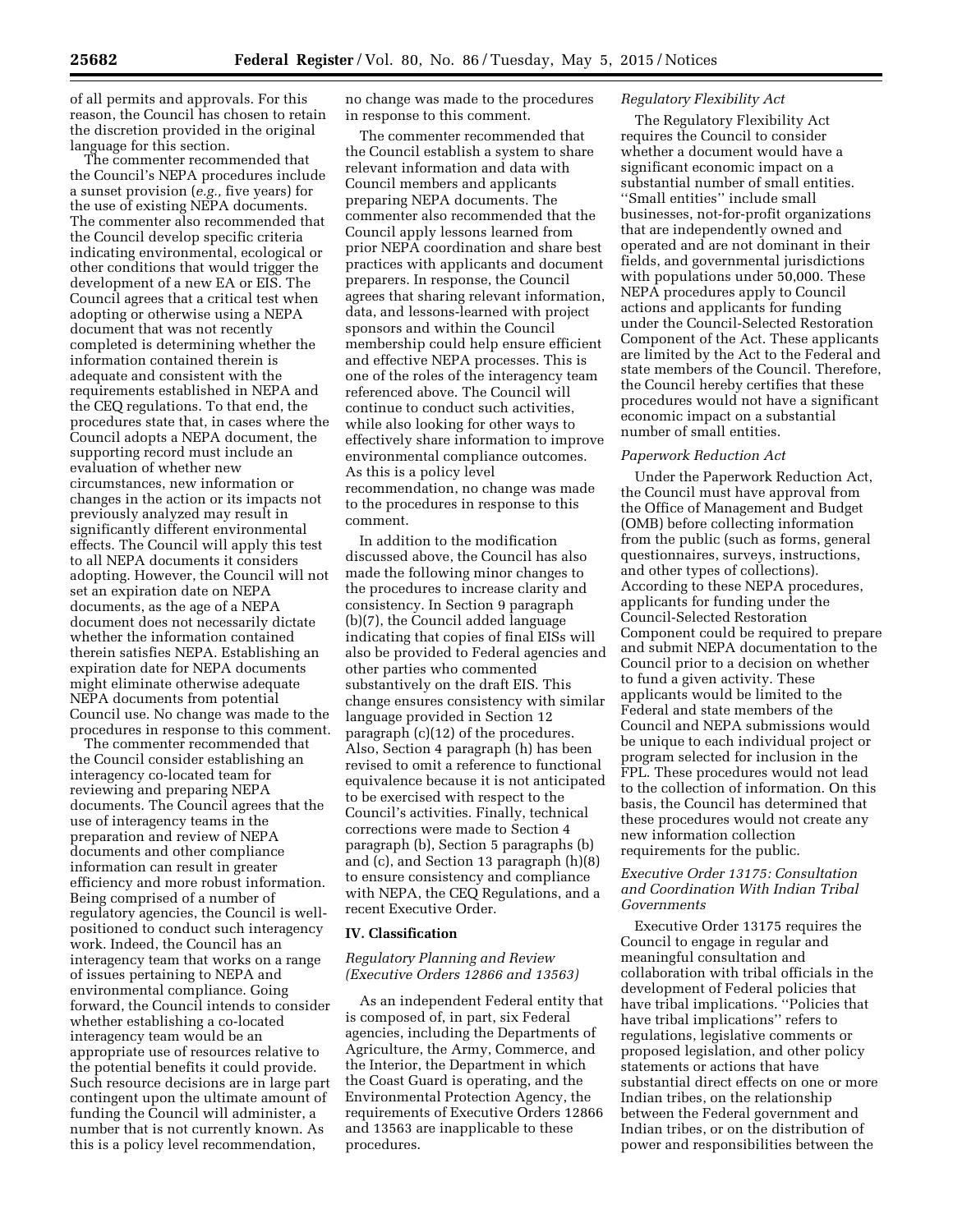of all permits and approvals. For this reason, the Council has chosen to retain the discretion provided in the original language for this section.

The commenter recommended that the Council's NEPA procedures include a sunset provision (*e.g.,* five years) for the use of existing NEPA documents. The commenter also recommended that the Council develop specific criteria indicating environmental, ecological or other conditions that would trigger the development of a new EA or EIS. The Council agrees that a critical test when adopting or otherwise using a NEPA document that was not recently completed is determining whether the information contained therein is adequate and consistent with the requirements established in NEPA and the CEQ regulations. To that end, the procedures state that, in cases where the Council adopts a NEPA document, the supporting record must include an evaluation of whether new circumstances, new information or changes in the action or its impacts not previously analyzed may result in significantly different environmental effects. The Council will apply this test to all NEPA documents it considers adopting. However, the Council will not set an expiration date on NEPA documents, as the age of a NEPA document does not necessarily dictate whether the information contained therein satisfies NEPA. Establishing an expiration date for NEPA documents might eliminate otherwise adequate NEPA documents from potential Council use. No change was made to the procedures in response to this comment.

The commenter recommended that the Council consider establishing an interagency co-located team for reviewing and preparing NEPA documents. The Council agrees that the use of interagency teams in the preparation and review of NEPA documents and other compliance information can result in greater efficiency and more robust information. Being comprised of a number of regulatory agencies, the Council is well-positioned to conduct such interagency work. Indeed, the Council has an interagency team that works on a range of issues pertaining to NEPA and environmental compliance. Going forward, the Council intends to consider whether establishing a co-located interagency team would be an appropriate use of resources relative to the potential benefits it could provide. Such resource decisions are in large part contingent upon the ultimate amount of funding the Council will administer, a number that is not currently known. As this is a policy level recommendation, no change was made to the procedures in response to this comment.

The commenter recommended that the Council establish a system to share relevant information and data with Council members and applicants preparing NEPA documents. The commenter also recommended that the Council apply lessons learned from prior NEPA coordination and share best practices with applicants and document preparers. In response, the Council agrees that sharing relevant information, data, and lessons-learned with project sponsors and within the Council membership could help ensure efficient and effective NEPA processes. This is one of the roles of the interagency team referenced above. The Council will continue to conduct such activities, while also looking for other ways to effectively share information to improve environmental compliance outcomes. As this is a policy level recommendation, no change was made to the procedures in response to this comment.

In addition to the modification discussed above, the Council has also made the following minor changes to the procedures to increase clarity and consistency. In Section 9 paragraph (b)(7), the Council added language indicating that copies of final EISs will also be provided to Federal agencies and other parties who commented substantively on the draft EIS. This change ensures consistency with similar language provided in Section 12 paragraph (c)(12) of the procedures. Also, Section 4 paragraph (h) has been revised to omit a reference to functional equivalence because it is not anticipated to be exercised with respect to the Council's activities. Finally, technical corrections were made to Section 4 paragraph (b), Section 5 paragraphs (b) and (c), and Section 13 paragraph (h)(8) to ensure consistency and compliance with NEPA, the CEQ Regulations, and a recent Executive Order.

## IV. Classification

### *Regulatory Planning and Review (Executive Orders 12866 and 13563)*

As an independent Federal entity that is composed of, in part, six Federal agencies, including the Departments of Agriculture, the Army, Commerce, and the Interior, the Department in which the Coast Guard is operating, and the Environmental Protection Agency, the requirements of Executive Orders 12866 and 13563 are inapplicable to these procedures.

### *Regulatory Flexibility Act*

The Regulatory Flexibility Act requires the Council to consider whether a document would have a significant economic impact on a substantial number of small entities. "Small entities" include small businesses, not-for-profit organizations that are independently owned and operated and are not dominant in their fields, and governmental jurisdictions with populations under 50,000. These NEPA procedures apply to Council actions and applicants for funding under the Council-Selected Restoration Component of the Act. These applicants are limited by the Act to the Federal and state members of the Council. Therefore, the Council hereby certifies that these procedures would not have a significant economic impact on a substantial number of small entities.

### *Paperwork Reduction Act*

Under the Paperwork Reduction Act, the Council must have approval from the Office of Management and Budget (OMB) before collecting information from the public (such as forms, general questionnaires, surveys, instructions, and other types of collections). According to these NEPA procedures, applicants for funding under the Council-Selected Restoration Component could be required to prepare and submit NEPA documentation to the Council prior to a decision on whether to fund a given activity. These applicants would be limited to the Federal and state members of the Council and NEPA submissions would be unique to each individual project or program selected for inclusion in the FPL. These procedures would not lead to the collection of information. On this basis, the Council has determined that these procedures would not create any new information collection requirements for the public.

### *Executive Order 13175: Consultation and Coordination With Indian Tribal Governments*

Executive Order 13175 requires the Council to engage in regular and meaningful consultation and collaboration with tribal officials in the development of Federal policies that have tribal implications. "Policies that have tribal implications" refers to regulations, legislative comments or proposed legislation, and other policy statements or actions that have substantial direct effects on one or more Indian tribes, on the relationship between the Federal government and Indian tribes, or on the distribution of power and responsibilities between the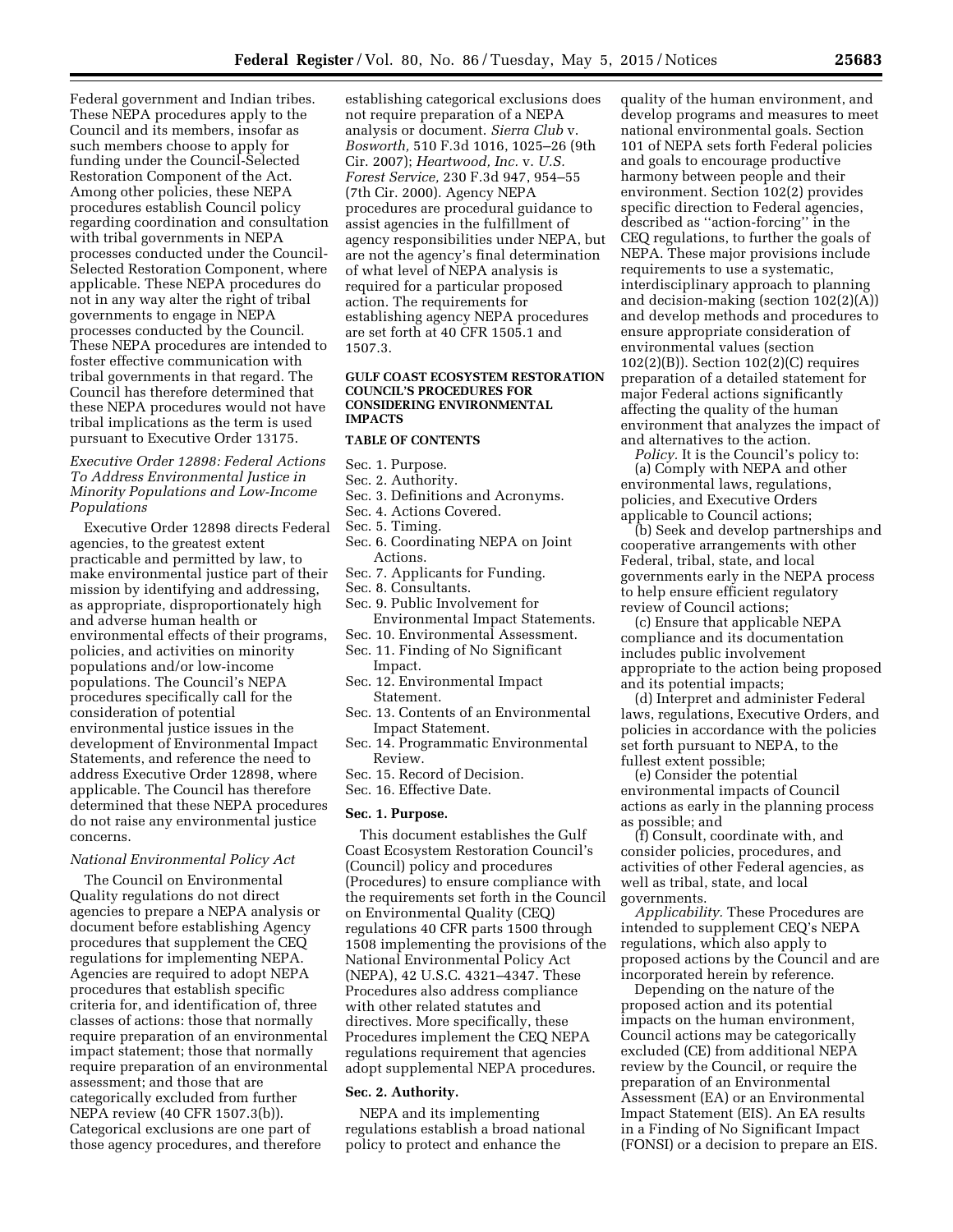Federal government and Indian tribes. These NEPA procedures apply to the Council and its members, insofar as such members choose to apply for funding under the Council-Selected Restoration Component of the Act. Among other policies, these NEPA procedures establish Council policy regarding coordination and consultation with tribal governments in NEPA processes conducted under the Council-Selected Restoration Component, where applicable. These NEPA procedures do not in any way alter the right of tribal governments to engage in NEPA processes conducted by the Council. These NEPA procedures are intended to foster effective communication with tribal governments in that regard. The Council has therefore determined that these NEPA procedures would not have tribal implications as the term is used pursuant to Executive Order 13175.

*Executive Order 12898: Federal Actions To Address Environmental Justice in Minority Populations and Low-Income Populations*

Executive Order 12898 directs Federal agencies, to the greatest extent practicable and permitted by law, to make environmental justice part of their mission by identifying and addressing, as appropriate, disproportionately high and adverse human health or environmental effects of their programs, policies, and activities on minority populations and/or low-income populations. The Council's NEPA procedures specifically call for the consideration of potential environmental justice issues in the development of Environmental Impact Statements, and reference the need to address Executive Order 12898, where applicable. The Council has therefore determined that these NEPA procedures do not raise any environmental justice concerns.

*National Environmental Policy Act*

The Council on Environmental Quality regulations do not direct agencies to prepare a NEPA analysis or document before establishing Agency procedures that supplement the CEQ regulations for implementing NEPA. Agencies are required to adopt NEPA procedures that establish specific criteria for, and identification of, three classes of actions: those that normally require preparation of an environmental impact statement; those that normally require preparation of an environmental assessment; and those that are categorically excluded from further NEPA review (40 CFR 1507.3(b)). Categorical exclusions are one part of those agency procedures, and therefore establishing categorical exclusions does not require preparation of a NEPA analysis or document. *Sierra Club* v. *Bosworth,* 510 F.3d 1016, 1025–26 (9th Cir. 2007); *Heartwood, Inc.* v. *U.S. Forest Service,* 230 F.3d 947, 954–55 (7th Cir. 2000). Agency NEPA procedures are procedural guidance to assist agencies in the fulfillment of agency responsibilities under NEPA, but are not the agency's final determination of what level of NEPA analysis is required for a particular proposed action. The requirements for establishing agency NEPA procedures are set forth at 40 CFR 1505.1 and 1507.3.

## GULF COAST ECOSYSTEM RESTORATION COUNCIL'S PROCEDURES FOR CONSIDERING ENVIRONMENTAL IMPACTS

### TABLE OF CONTENTS

- Sec. 1. Purpose.
- Sec. 2. Authority.
- Sec. 3. Definitions and Acronyms.
- Sec. 4. Actions Covered.
- Sec. 5. Timing.
- Sec. 6. Coordinating NEPA on Joint Actions.
- Sec. 7. Applicants for Funding.
- Sec. 8. Consultants.
- Sec. 9. Public Involvement for Environmental Impact Statements.
- Sec. 10. Environmental Assessment.
- Sec. 11. Finding of No Significant Impact.
- Sec. 12. Environmental Impact Statement.
- Sec. 13. Contents of an Environmental Impact Statement.
- Sec. 14. Programmatic Environmental Review.
- Sec. 15. Record of Decision.
- Sec. 16. Effective Date.

### Sec. 1. Purpose.

This document establishes the Gulf Coast Ecosystem Restoration Council's (Council) policy and procedures (Procedures) to ensure compliance with the requirements set forth in the Council on Environmental Quality (CEQ) regulations 40 CFR parts 1500 through 1508 implementing the provisions of the National Environmental Policy Act (NEPA), 42 U.S.C. 4321–4347. These Procedures also address compliance with other related statutes and directives. More specifically, these Procedures implement the CEQ NEPA regulations requirement that agencies adopt supplemental NEPA procedures.

### Sec. 2. Authority.

NEPA and its implementing regulations establish a broad national policy to protect and enhance the quality of the human environment, and develop programs and measures to meet national environmental goals. Section 101 of NEPA sets forth Federal policies and goals to encourage productive harmony between people and their environment. Section 102(2) provides specific direction to Federal agencies, described as ''action-forcing'' in the CEQ regulations, to further the goals of NEPA. These major provisions include requirements to use a systematic, interdisciplinary approach to planning and decision-making (section 102(2)(A)) and develop methods and procedures to ensure appropriate consideration of environmental values (section 102(2)(B)). Section 102(2)(C) requires preparation of a detailed statement for major Federal actions significantly affecting the quality of the human environment that analyzes the impact of and alternatives to the action.

*Policy.* It is the Council's policy to:

(a) Comply with NEPA and other environmental laws, regulations, policies, and Executive Orders applicable to Council actions;

(b) Seek and develop partnerships and cooperative arrangements with other Federal, tribal, state, and local governments early in the NEPA process to help ensure efficient regulatory review of Council actions;

(c) Ensure that applicable NEPA compliance and its documentation includes public involvement appropriate to the action being proposed and its potential impacts;

(d) Interpret and administer Federal laws, regulations, Executive Orders, and policies in accordance with the policies set forth pursuant to NEPA, to the fullest extent possible;

(e) Consider the potential environmental impacts of Council actions as early in the planning process as possible; and

(f) Consult, coordinate with, and consider policies, procedures, and activities of other Federal agencies, as well as tribal, state, and local governments.

*Applicability.* These Procedures are intended to supplement CEQ's NEPA regulations, which also apply to proposed actions by the Council and are incorporated herein by reference.

Depending on the nature of the proposed action and its potential impacts on the human environment, Council actions may be categorically excluded (CE) from additional NEPA review by the Council, or require the preparation of an Environmental Assessment (EA) or an Environmental Impact Statement (EIS). An EA results in a Finding of No Significant Impact (FONSI) or a decision to prepare an EIS.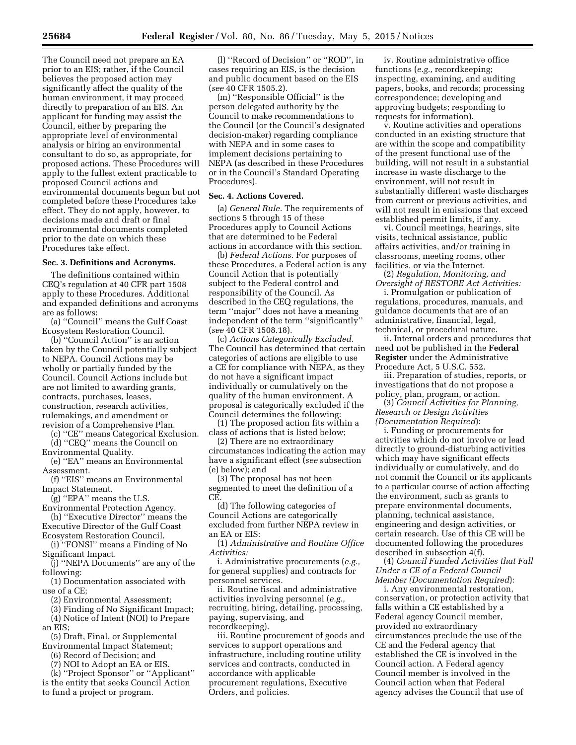The Council need not prepare an EA prior to an EIS; rather, if the Council believes the proposed action may significantly affect the quality of the human environment, it may proceed directly to preparation of an EIS. An applicant for funding may assist the Council, either by preparing the appropriate level of environmental analysis or hiring an environmental consultant to do so, as appropriate, for proposed actions. These Procedures will apply to the fullest extent practicable to proposed Council actions and environmental documents begun but not completed before these Procedures take effect. They do not apply, however, to decisions made and draft or final environmental documents completed prior to the date on which these Procedures take effect.

**Sec. 3. Definitions and Acronyms.**

The definitions contained within CEQ's regulation at 40 CFR part 1508 apply to these Procedures. Additional and expanded definitions and acronyms are as follows:

(a) ''Council'' means the Gulf Coast Ecosystem Restoration Council.

(b) ''Council Action'' is an action taken by the Council potentially subject to NEPA. Council Actions may be wholly or partially funded by the Council. Council Actions include but are not limited to awarding grants, contracts, purchases, leases, construction, research activities, rulemakings, and amendment or revision of a Comprehensive Plan.

(c) ''CE'' means Categorical Exclusion.

(d) ''CEQ'' means the Council on Environmental Quality.

(e) ''EA'' means an Environmental Assessment.

(f) ''EIS'' means an Environmental Impact Statement.

(g) ''EPA'' means the U.S. Environmental Protection Agency.

(h) ''Executive Director'' means the Executive Director of the Gulf Coast Ecosystem Restoration Council.

(i) ''FONSI'' means a Finding of No Significant Impact.

(j) ''NEPA Documents'' are any of the following:

(1) Documentation associated with use of a CE;

(2) Environmental Assessment;

(3) Finding of No Significant Impact;

(4) Notice of Intent (NOI) to Prepare an EIS;

(5) Draft, Final, or Supplemental Environmental Impact Statement;

(6) Record of Decision; and

(7) NOI to Adopt an EA or EIS.

(k) ''Project Sponsor'' or ''Applicant'' is the entity that seeks Council Action to fund a project or program.

(l) ''Record of Decision'' or ''ROD'', in cases requiring an EIS, is the decision and public document based on the EIS (*see* 40 CFR 1505.2).

(m) ''Responsible Official'' is the person delegated authority by the Council to make recommendations to the Council (or the Council's designated decision-maker) regarding compliance with NEPA and in some cases to implement decisions pertaining to NEPA (as described in these Procedures or in the Council's Standard Operating Procedures).

**Sec. 4. Actions Covered.**

(a) *General Rule.* The requirements of sections 5 through 15 of these Procedures apply to Council Actions that are determined to be Federal actions in accordance with this section.

(b) *Federal Actions.* For purposes of these Procedures, a Federal action is any Council Action that is potentially subject to the Federal control and responsibility of the Council. As described in the CEQ regulations, the term ''major'' does not have a meaning independent of the term ''significantly'' (*see* 40 CFR 1508.18).

(c) *Actions Categorically Excluded.* The Council has determined that certain categories of actions are eligible to use a CE for compliance with NEPA, as they do not have a significant impact individually or cumulatively on the quality of the human environment. A proposal is categorically excluded if the Council determines the following:

(1) The proposed action fits within a class of actions that is listed below;

(2) There are no extraordinary circumstances indicating the action may have a significant effect (*see* subsection (e) below); and

(3) The proposal has not been segmented to meet the definition of a CE.

(d) The following categories of Council Actions are categorically excluded from further NEPA review in an EA or EIS:

(1) *Administrative and Routine Office Activities:*

i. Administrative procurements (*e.g.,* for general supplies) and contracts for personnel services.

ii. Routine fiscal and administrative activities involving personnel (*e.g.,* recruiting, hiring, detailing, processing, paying, supervising, and recordkeeping).

iii. Routine procurement of goods and services to support operations and infrastructure, including routine utility services and contracts, conducted in accordance with applicable procurement regulations, Executive Orders, and policies.

iv. Routine administrative office functions (*e.g.,* recordkeeping; inspecting, examining, and auditing papers, books, and records; processing correspondence; developing and approving budgets; responding to requests for information).

v. Routine activities and operations conducted in an existing structure that are within the scope and compatibility of the present functional use of the building, will not result in a substantial increase in waste discharge to the environment, will not result in substantially different waste discharges from current or previous activities, and will not result in emissions that exceed established permit limits, if any.

vi. Council meetings, hearings, site visits, technical assistance, public affairs activities, and/or training in classrooms, meeting rooms, other facilities, or via the Internet.

(2) *Regulation, Monitoring, and Oversight of RESTORE Act Activities:*

i. Promulgation or publication of regulations, procedures, manuals, and guidance documents that are of an administrative, financial, legal, technical, or procedural nature.

ii. Internal orders and procedures that need not be published in the **Federal Register** under the Administrative Procedure Act, 5 U.S.C. 552.

iii. Preparation of studies, reports, or investigations that do not propose a policy, plan, program, or action.

(3) *Council Activities for Planning, Research or Design Activities (Documentation Required)*:

i. Funding or procurements for activities which do not involve or lead directly to ground-disturbing activities which may have significant effects individually or cumulatively, and do not commit the Council or its applicants to a particular course of action affecting the environment, such as grants to prepare environmental documents, planning, technical assistance, engineering and design activities, or certain research. Use of this CE will be documented following the procedures described in subsection 4(f).

(4) *Council Funded Activities that Fall Under a CE of a Federal Council Member (Documentation Required)*:

i. Any environmental restoration, conservation, or protection activity that falls within a CE established by a Federal agency Council member, provided no extraordinary circumstances preclude the use of the CE and the Federal agency that established the CE is involved in the Council action. A Federal agency Council member is involved in the Council action when that Federal agency advises the Council that use of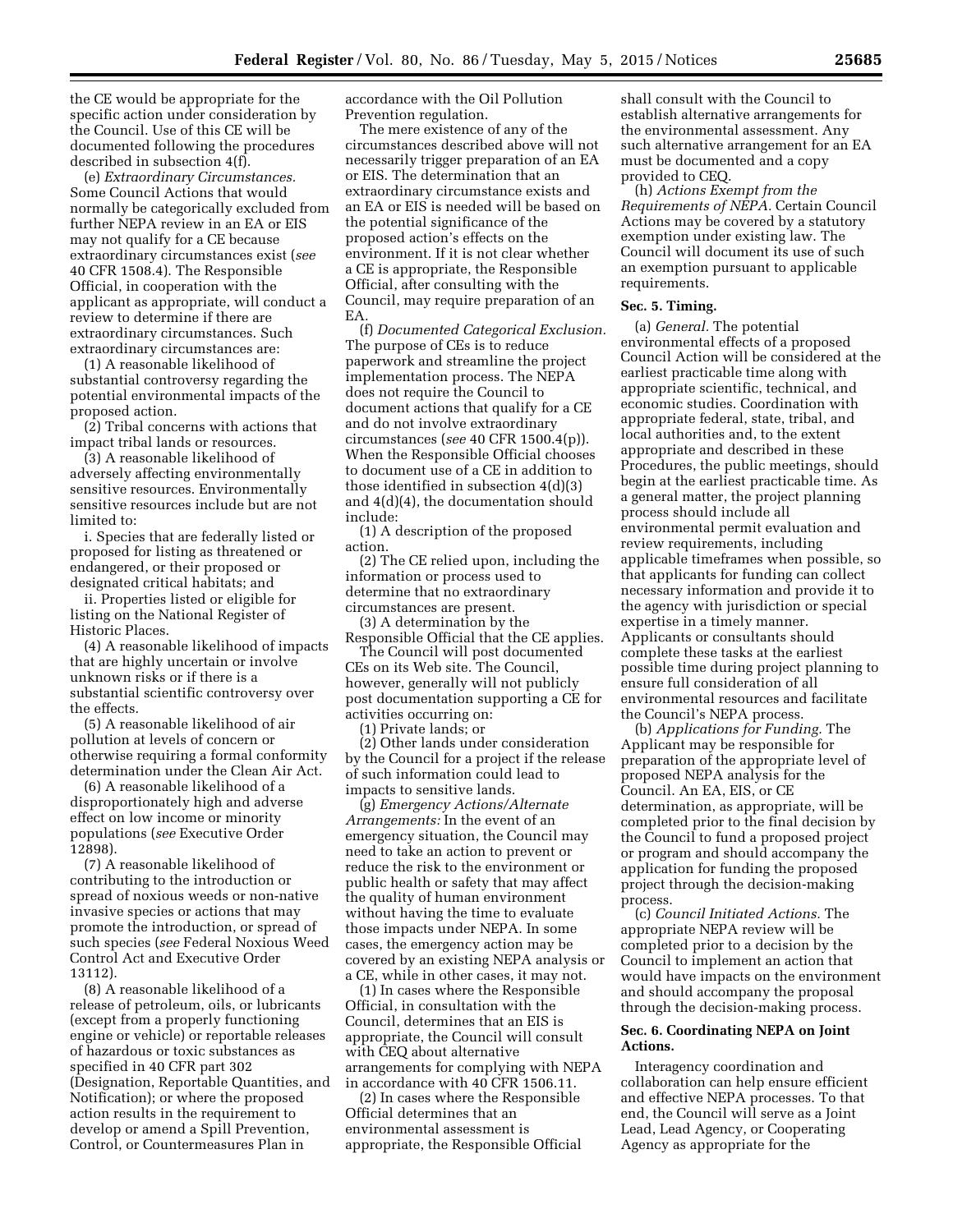the CE would be appropriate for the specific action under consideration by the Council. Use of this CE will be documented following the procedures described in subsection 4(f).

(e) *Extraordinary Circumstances.* Some Council Actions that would normally be categorically excluded from further NEPA review in an EA or EIS may not qualify for a CE because extraordinary circumstances exist (*see* 40 CFR 1508.4). The Responsible Official, in cooperation with the applicant as appropriate, will conduct a review to determine if there are extraordinary circumstances. Such extraordinary circumstances are:

(1) A reasonable likelihood of substantial controversy regarding the potential environmental impacts of the proposed action.

(2) Tribal concerns with actions that impact tribal lands or resources.

(3) A reasonable likelihood of adversely affecting environmentally sensitive resources. Environmentally sensitive resources include but are not limited to:

i. Species that are federally listed or proposed for listing as threatened or endangered, or their proposed or designated critical habitats; and

ii. Properties listed or eligible for listing on the National Register of Historic Places.

(4) A reasonable likelihood of impacts that are highly uncertain or involve unknown risks or if there is a substantial scientific controversy over the effects.

(5) A reasonable likelihood of air pollution at levels of concern or otherwise requiring a formal conformity determination under the Clean Air Act.

(6) A reasonable likelihood of a disproportionately high and adverse effect on low income or minority populations (*see* Executive Order 12898).

(7) A reasonable likelihood of contributing to the introduction or spread of noxious weeds or non-native invasive species or actions that may promote the introduction, or spread of such species (*see* Federal Noxious Weed Control Act and Executive Order 13112).

(8) A reasonable likelihood of a release of petroleum, oils, or lubricants (except from a properly functioning engine or vehicle) or reportable releases of hazardous or toxic substances as specified in 40 CFR part 302 (Designation, Reportable Quantities, and Notification); or where the proposed action results in the requirement to develop or amend a Spill Prevention, Control, or Countermeasures Plan in accordance with the Oil Pollution Prevention regulation.

The mere existence of any of the circumstances described above will not necessarily trigger preparation of an EA or EIS. The determination that an extraordinary circumstance exists and an EA or EIS is needed will be based on the potential significance of the proposed action's effects on the environment. If it is not clear whether a CE is appropriate, the Responsible Official, after consulting with the Council, may require preparation of an EA.

(f) *Documented Categorical Exclusion.* The purpose of CEs is to reduce paperwork and streamline the project implementation process. The NEPA does not require the Council to document actions that qualify for a CE and do not involve extraordinary circumstances (*see* 40 CFR 1500.4(p)). When the Responsible Official chooses to document use of a CE in addition to those identified in subsection 4(d)(3) and 4(d)(4), the documentation should include:

(1) A description of the proposed action.

(2) The CE relied upon, including the information or process used to determine that no extraordinary circumstances are present.

(3) A determination by the Responsible Official that the CE applies.

The Council will post documented CEs on its Web site. The Council, however, generally will not publicly post documentation supporting a CE for activities occurring on:

(1) Private lands; or

(2) Other lands under consideration by the Council for a project if the release of such information could lead to impacts to sensitive lands.

(g) *Emergency Actions/Alternate Arrangements:* In the event of an emergency situation, the Council may need to take an action to prevent or reduce the risk to the environment or public health or safety that may affect the quality of human environment without having the time to evaluate those impacts under NEPA. In some cases, the emergency action may be covered by an existing NEPA analysis or a CE, while in other cases, it may not.

(1) In cases where the Responsible Official, in consultation with the Council, determines that an EIS is appropriate, the Council will consult with CEQ about alternative arrangements for complying with NEPA in accordance with 40 CFR 1506.11.

(2) In cases where the Responsible Official determines that an environmental assessment is appropriate, the Responsible Official shall consult with the Council to establish alternative arrangements for the environmental assessment. Any such alternative arrangement for an EA must be documented and a copy provided to CEQ.

(h) *Actions Exempt from the Requirements of NEPA.* Certain Council Actions may be covered by a statutory exemption under existing law. The Council will document its use of such an exemption pursuant to applicable requirements.

## Sec. 5. Timing.

(a) *General.* The potential environmental effects of a proposed Council Action will be considered at the earliest practicable time along with appropriate scientific, technical, and economic studies. Coordination with appropriate federal, state, tribal, and local authorities and, to the extent appropriate and described in these Procedures, the public meetings, should begin at the earliest practicable time. As a general matter, the project planning process should include all environmental permit evaluation and review requirements, including applicable timeframes when possible, so that applicants for funding can collect necessary information and provide it to the agency with jurisdiction or special expertise in a timely manner. Applicants or consultants should complete these tasks at the earliest possible time during project planning to ensure full consideration of all environmental resources and facilitate the Council's NEPA process.

(b) *Applications for Funding.* The Applicant may be responsible for preparation of the appropriate level of proposed NEPA analysis for the Council. An EA, EIS, or CE determination, as appropriate, will be completed prior to the final decision by the Council to fund a proposed project or program and should accompany the application for funding the proposed project through the decision-making process.

(c) *Council Initiated Actions.* The appropriate NEPA review will be completed prior to a decision by the Council to implement an action that would have impacts on the environment and should accompany the proposal through the decision-making process.

## Sec. 6. Coordinating NEPA on Joint Actions.

Interagency coordination and collaboration can help ensure efficient and effective NEPA processes. To that end, the Council will serve as a Joint Lead, Lead Agency, or Cooperating Agency as appropriate for the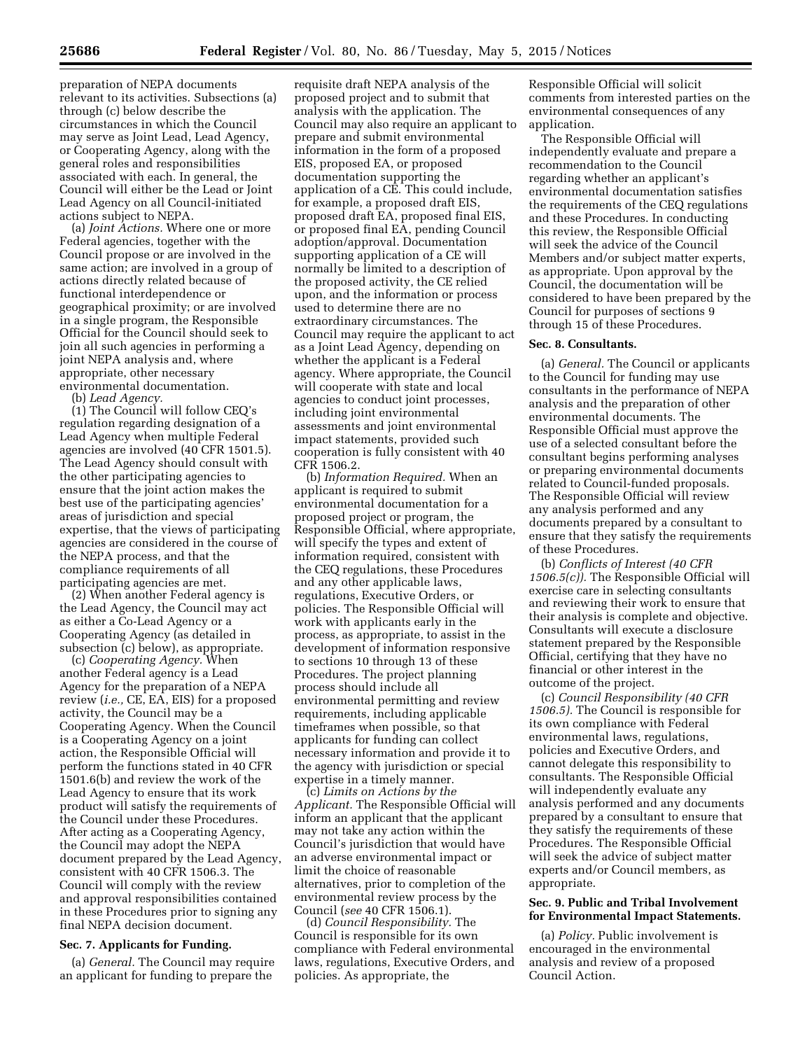preparation of NEPA documents relevant to its activities. Subsections (a) through (c) below describe the circumstances in which the Council may serve as Joint Lead, Lead Agency, or Cooperating Agency, along with the general roles and responsibilities associated with each. In general, the Council will either be the Lead or Joint Lead Agency on all Council-initiated actions subject to NEPA.

(a) *Joint Actions.* Where one or more Federal agencies, together with the Council propose or are involved in the same action; are involved in a group of actions directly related because of functional interdependence or geographical proximity; or are involved in a single program, the Responsible Official for the Council should seek to join all such agencies in performing a joint NEPA analysis and, where appropriate, other necessary environmental documentation.

(b) *Lead Agency.*

(1) The Council will follow CEQ's regulation regarding designation of a Lead Agency when multiple Federal agencies are involved (40 CFR 1501.5). The Lead Agency should consult with the other participating agencies to ensure that the joint action makes the best use of the participating agencies' areas of jurisdiction and special expertise, that the views of participating agencies are considered in the course of the NEPA process, and that the compliance requirements of all participating agencies are met.

(2) When another Federal agency is the Lead Agency, the Council may act as either a Co-Lead Agency or a Cooperating Agency (as detailed in subsection (c) below), as appropriate.

(c) *Cooperating Agency.* When another Federal agency is a Lead Agency for the preparation of a NEPA review (*i.e.,* CE, EA, EIS) for a proposed activity, the Council may be a Cooperating Agency. When the Council is a Cooperating Agency on a joint action, the Responsible Official will perform the functions stated in 40 CFR 1501.6(b) and review the work of the Lead Agency to ensure that its work product will satisfy the requirements of the Council under these Procedures. After acting as a Cooperating Agency, the Council may adopt the NEPA document prepared by the Lead Agency, consistent with 40 CFR 1506.3. The Council will comply with the review and approval responsibilities contained in these Procedures prior to signing any final NEPA decision document.

**Sec. 7. Applicants for Funding.**

(a) *General.* The Council may require an applicant for funding to prepare the requisite draft NEPA analysis of the proposed project and to submit that analysis with the application. The Council may also require an applicant to prepare and submit environmental information in the form of a proposed EIS, proposed EA, or proposed documentation supporting the application of a CE. This could include, for example, a proposed draft EIS, proposed draft EA, proposed final EIS, or proposed final EA, pending Council adoption/approval. Documentation supporting application of a CE will normally be limited to a description of the proposed activity, the CE relied upon, and the information or process used to determine there are no extraordinary circumstances. The Council may require the applicant to act as a Joint Lead Agency, depending on whether the applicant is a Federal agency. Where appropriate, the Council will cooperate with state and local agencies to conduct joint processes, including joint environmental assessments and joint environmental impact statements, provided such cooperation is fully consistent with 40 CFR 1506.2.

(b) *Information Required.* When an applicant is required to submit environmental documentation for a proposed project or program, the Responsible Official, where appropriate, will specify the types and extent of information required, consistent with the CEQ regulations, these Procedures and any other applicable laws, regulations, Executive Orders, or policies. The Responsible Official will work with applicants early in the process, as appropriate, to assist in the development of information responsive to sections 10 through 13 of these Procedures. The project planning process should include all environmental permitting and review requirements, including applicable timeframes when possible, so that applicants for funding can collect necessary information and provide it to the agency with jurisdiction or special expertise in a timely manner.

(c) *Limits on Actions by the Applicant.* The Responsible Official will inform an applicant that the applicant may not take any action within the Council's jurisdiction that would have an adverse environmental impact or limit the choice of reasonable alternatives, prior to completion of the environmental review process by the Council (*see* 40 CFR 1506.1).

(d) *Council Responsibility.* The Council is responsible for its own compliance with Federal environmental laws, regulations, Executive Orders, and policies. As appropriate, the Responsible Official will solicit comments from interested parties on the environmental consequences of any application.

The Responsible Official will independently evaluate and prepare a recommendation to the Council regarding whether an applicant's environmental documentation satisfies the requirements of the CEQ regulations and these Procedures. In conducting this review, the Responsible Official will seek the advice of the Council Members and/or subject matter experts, as appropriate. Upon approval by the Council, the documentation will be considered to have been prepared by the Council for purposes of sections 9 through 15 of these Procedures.

**Sec. 8. Consultants.**

(a) *General.* The Council or applicants to the Council for funding may use consultants in the performance of NEPA analysis and the preparation of other environmental documents. The Responsible Official must approve the use of a selected consultant before the consultant begins performing analyses or preparing environmental documents related to Council-funded proposals. The Responsible Official will review any analysis performed and any documents prepared by a consultant to ensure that they satisfy the requirements of these Procedures.

(b) *Conflicts of Interest (40 CFR 1506.5(c)).* The Responsible Official will exercise care in selecting consultants and reviewing their work to ensure that their analysis is complete and objective. Consultants will execute a disclosure statement prepared by the Responsible Official, certifying that they have no financial or other interest in the outcome of the project.

(c) *Council Responsibility (40 CFR 1506.5).* The Council is responsible for its own compliance with Federal environmental laws, regulations, policies and Executive Orders, and cannot delegate this responsibility to consultants. The Responsible Official will independently evaluate any analysis performed and any documents prepared by a consultant to ensure that they satisfy the requirements of these Procedures. The Responsible Official will seek the advice of subject matter experts and/or Council members, as appropriate.

**Sec. 9. Public and Tribal Involvement for Environmental Impact Statements.**

(a) *Policy.* Public involvement is encouraged in the environmental analysis and review of a proposed Council Action.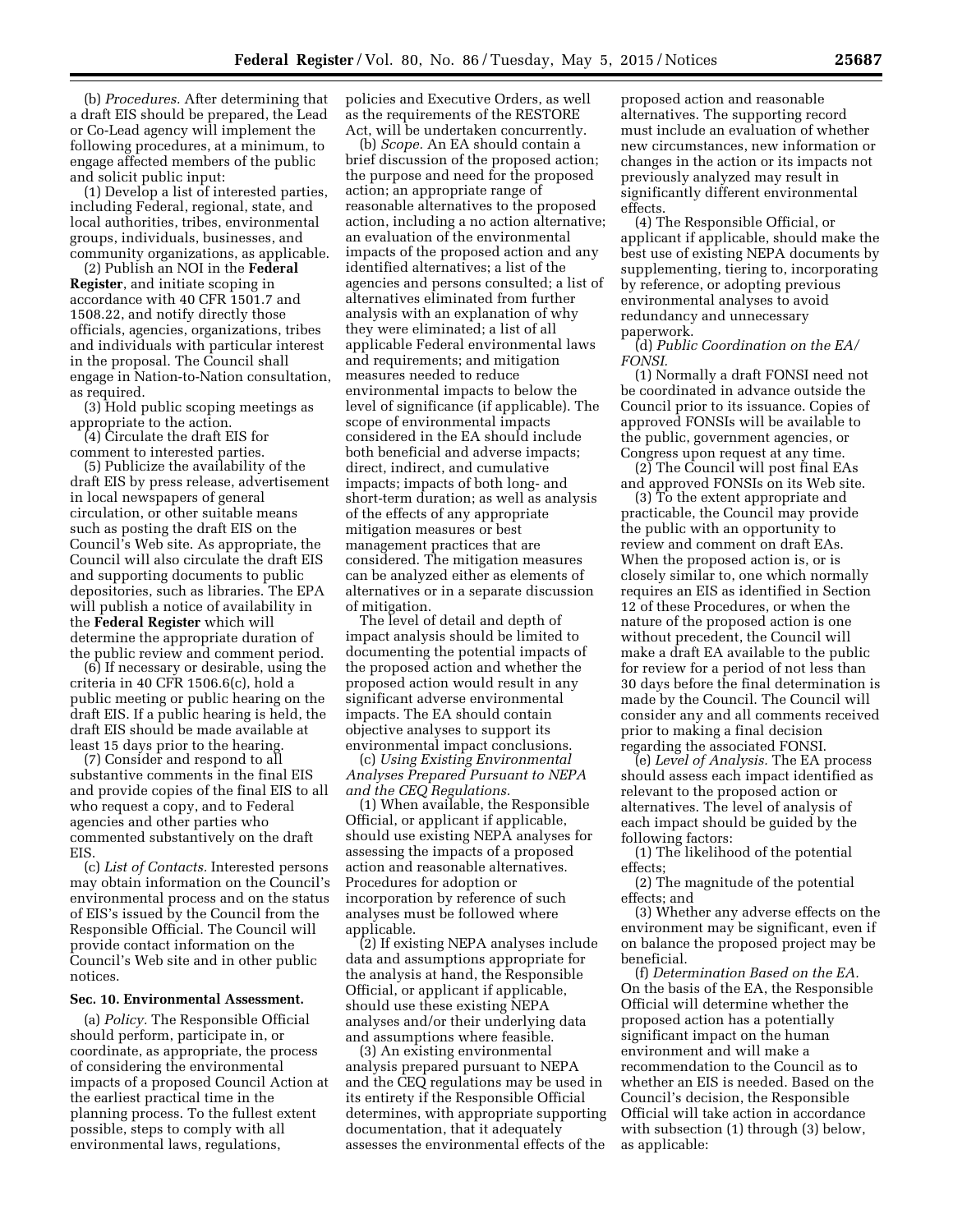(b) *Procedures.* After determining that a draft EIS should be prepared, the Lead or Co-Lead agency will implement the following procedures, at a minimum, to engage affected members of the public and solicit public input:

(1) Develop a list of interested parties, including Federal, regional, state, and local authorities, tribes, environmental groups, individuals, businesses, and community organizations, as applicable.

(2) Publish an NOI in the **Federal Register**, and initiate scoping in accordance with 40 CFR 1501.7 and 1508.22, and notify directly those officials, agencies, organizations, tribes and individuals with particular interest in the proposal. The Council shall engage in Nation-to-Nation consultation, as required.

(3) Hold public scoping meetings as appropriate to the action.

(4) Circulate the draft EIS for comment to interested parties.

(5) Publicize the availability of the draft EIS by press release, advertisement in local newspapers of general circulation, or other suitable means such as posting the draft EIS on the Council's Web site. As appropriate, the Council will also circulate the draft EIS and supporting documents to public depositories, such as libraries. The EPA will publish a notice of availability in the **Federal Register** which will determine the appropriate duration of the public review and comment period.

(6) If necessary or desirable, using the criteria in 40 CFR 1506.6(c), hold a public meeting or public hearing on the draft EIS. If a public hearing is held, the draft EIS should be made available at least 15 days prior to the hearing.

(7) Consider and respond to all substantive comments in the final EIS and provide copies of the final EIS to all who request a copy, and to Federal agencies and other parties who commented substantively on the draft EIS.

(c) *List of Contacts.* Interested persons may obtain information on the Council's environmental process and on the status of EIS's issued by the Council from the Responsible Official. The Council will provide contact information on the Council's Web site and in other public notices.

**Sec. 10. Environmental Assessment.**

(a) *Policy.* The Responsible Official should perform, participate in, or coordinate, as appropriate, the process of considering the environmental impacts of a proposed Council Action at the earliest practical time in the planning process. To the fullest extent possible, steps to comply with all environmental laws, regulations, policies and Executive Orders, as well as the requirements of the RESTORE Act, will be undertaken concurrently.

(b) *Scope.* An EA should contain a brief discussion of the proposed action; the purpose and need for the proposed action; an appropriate range of reasonable alternatives to the proposed action, including a no action alternative; an evaluation of the environmental impacts of the proposed action and any identified alternatives; a list of the agencies and persons consulted; a list of alternatives eliminated from further analysis with an explanation of why they were eliminated; a list of all applicable Federal environmental laws and requirements; and mitigation measures needed to reduce environmental impacts to below the level of significance (if applicable). The scope of environmental impacts considered in the EA should include both beneficial and adverse impacts; direct, indirect, and cumulative impacts; impacts of both long- and short-term duration; as well as analysis of the effects of any appropriate mitigation measures or best management practices that are considered. The mitigation measures can be analyzed either as elements of alternatives or in a separate discussion of mitigation.

The level of detail and depth of impact analysis should be limited to documenting the potential impacts of the proposed action and whether the proposed action would result in any significant adverse environmental impacts. The EA should contain objective analyses to support its environmental impact conclusions.

(c) *Using Existing Environmental Analyses Prepared Pursuant to NEPA and the CEQ Regulations.*

(1) When available, the Responsible Official, or applicant if applicable, should use existing NEPA analyses for assessing the impacts of a proposed action and reasonable alternatives. Procedures for adoption or incorporation by reference of such analyses must be followed where applicable.

(2) If existing NEPA analyses include data and assumptions appropriate for the analysis at hand, the Responsible Official, or applicant if applicable, should use these existing NEPA analyses and/or their underlying data and assumptions where feasible.

(3) An existing environmental analysis prepared pursuant to NEPA and the CEQ regulations may be used in its entirety if the Responsible Official determines, with appropriate supporting documentation, that it adequately assesses the environmental effects of the proposed action and reasonable alternatives. The supporting record must include an evaluation of whether new circumstances, new information or changes in the action or its impacts not previously analyzed may result in significantly different environmental effects.

(4) The Responsible Official, or applicant if applicable, should make the best use of existing NEPA documents by supplementing, tiering to, incorporating by reference, or adopting previous environmental analyses to avoid redundancy and unnecessary paperwork.

(d) *Public Coordination on the EA/FONSI.*

(1) Normally a draft FONSI need not be coordinated in advance outside the Council prior to its issuance. Copies of approved FONSIs will be available to the public, government agencies, or Congress upon request at any time.

(2) The Council will post final EAs and approved FONSIs on its Web site.

(3) To the extent appropriate and practicable, the Council may provide the public with an opportunity to review and comment on draft EAs. When the proposed action is, or is closely similar to, one which normally requires an EIS as identified in Section 12 of these Procedures, or when the nature of the proposed action is one without precedent, the Council will make a draft EA available to the public for review for a period of not less than 30 days before the final determination is made by the Council. The Council will consider any and all comments received prior to making a final decision regarding the associated FONSI.

(e) *Level of Analysis.* The EA process should assess each impact identified as relevant to the proposed action or alternatives. The level of analysis of each impact should be guided by the following factors:

(1) The likelihood of the potential effects;

(2) The magnitude of the potential effects; and

(3) Whether any adverse effects on the environment may be significant, even if on balance the proposed project may be beneficial.

(f) *Determination Based on the EA.* On the basis of the EA, the Responsible Official will determine whether the proposed action has a potentially significant impact on the human environment and will make a recommendation to the Council as to whether an EIS is needed. Based on the Council's decision, the Responsible Official will take action in accordance with subsection (1) through (3) below, as applicable: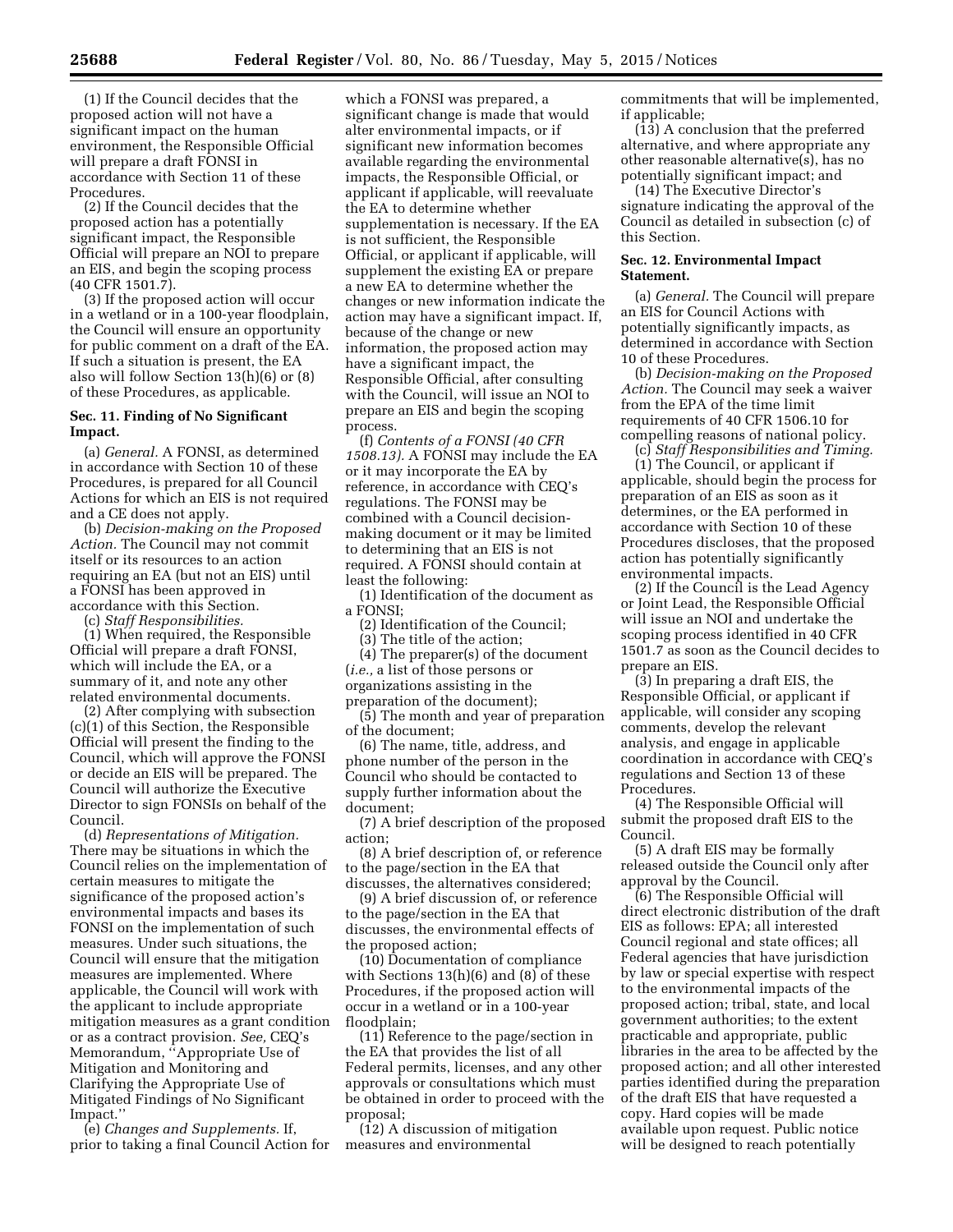(1) If the Council decides that the proposed action will not have a significant impact on the human environment, the Responsible Official will prepare a draft FONSI in accordance with Section 11 of these Procedures.

(2) If the Council decides that the proposed action has a potentially significant impact, the Responsible Official will prepare an NOI to prepare an EIS, and begin the scoping process (40 CFR 1501.7).

(3) If the proposed action will occur in a wetland or in a 100-year floodplain, the Council will ensure an opportunity for public comment on a draft of the EA. If such a situation is present, the EA also will follow Section 13(h)(6) or (8) of these Procedures, as applicable.

**Sec. 11. Finding of No Significant Impact.**

(a) *General.* A FONSI, as determined in accordance with Section 10 of these Procedures, is prepared for all Council Actions for which an EIS is not required and a CE does not apply.

(b) *Decision-making on the Proposed Action.* The Council may not commit itself or its resources to an action requiring an EA (but not an EIS) until a FONSI has been approved in accordance with this Section.

(c) *Staff Responsibilities.*

(1) When required, the Responsible Official will prepare a draft FONSI, which will include the EA, or a summary of it, and note any other related environmental documents.

(2) After complying with subsection (c)(1) of this Section, the Responsible Official will present the finding to the Council, which will approve the FONSI or decide an EIS will be prepared. The Council will authorize the Executive Director to sign FONSIs on behalf of the Council.

(d) *Representations of Mitigation.* There may be situations in which the Council relies on the implementation of certain measures to mitigate the significance of the proposed action's environmental impacts and bases its FONSI on the implementation of such measures. Under such situations, the Council will ensure that the mitigation measures are implemented. Where applicable, the Council will work with the applicant to include appropriate mitigation measures as a grant condition or as a contract provision. *See,* CEQ's Memorandum, ''Appropriate Use of Mitigation and Monitoring and Clarifying the Appropriate Use of Mitigated Findings of No Significant Impact.''

(e) *Changes and Supplements.* If, prior to taking a final Council Action for which a FONSI was prepared, a significant change is made that would alter environmental impacts, or if significant new information becomes available regarding the environmental impacts, the Responsible Official, or applicant if applicable, will reevaluate the EA to determine whether supplementation is necessary. If the EA is not sufficient, the Responsible Official, or applicant if applicable, will supplement the existing EA or prepare a new EA to determine whether the changes or new information indicate the action may have a significant impact. If, because of the change or new information, the proposed action may have a significant impact, the Responsible Official, after consulting with the Council, will issue an NOI to prepare an EIS and begin the scoping process.

(f) *Contents of a FONSI (40 CFR 1508.13).* A FONSI may include the EA or it may incorporate the EA by reference, in accordance with CEQ's regulations. The FONSI may be combined with a Council decision-making document or it may be limited to determining that an EIS is not required. A FONSI should contain at least the following:

(1) Identification of the document as a FONSI;

(2) Identification of the Council;

(3) The title of the action;

(4) The preparer(s) of the document (*i.e.,* a list of those persons or organizations assisting in the preparation of the document);

(5) The month and year of preparation of the document;

(6) The name, title, address, and phone number of the person in the Council who should be contacted to supply further information about the document;

(7) A brief description of the proposed action;

(8) A brief description of, or reference to the page/section in the EA that discusses, the alternatives considered;

(9) A brief discussion of, or reference to the page/section in the EA that discusses, the environmental effects of the proposed action;

(10) Documentation of compliance with Sections 13(h)(6) and (8) of these Procedures, if the proposed action will occur in a wetland or in a 100-year floodplain;

(11) Reference to the page/section in the EA that provides the list of all Federal permits, licenses, and any other approvals or consultations which must be obtained in order to proceed with the proposal;

(12) A discussion of mitigation measures and environmental commitments that will be implemented, if applicable;

(13) A conclusion that the preferred alternative, and where appropriate any other reasonable alternative(s), has no potentially significant impact; and

(14) The Executive Director's signature indicating the approval of the Council as detailed in subsection (c) of this Section.

**Sec. 12. Environmental Impact Statement.**

(a) *General.* The Council will prepare an EIS for Council Actions with potentially significantly impacts, as determined in accordance with Section 10 of these Procedures.

(b) *Decision-making on the Proposed Action.* The Council may seek a waiver from the EPA of the time limit requirements of 40 CFR 1506.10 for compelling reasons of national policy.

(c) *Staff Responsibilities and Timing.*

(1) The Council, or applicant if applicable, should begin the process for preparation of an EIS as soon as it determines, or the EA performed in accordance with Section 10 of these Procedures discloses, that the proposed action has potentially significantly environmental impacts.

(2) If the Council is the Lead Agency or Joint Lead, the Responsible Official will issue an NOI and undertake the scoping process identified in 40 CFR 1501.7 as soon as the Council decides to prepare an EIS.

(3) In preparing a draft EIS, the Responsible Official, or applicant if applicable, will consider any scoping comments, develop the relevant analysis, and engage in applicable coordination in accordance with CEQ's regulations and Section 13 of these Procedures.

(4) The Responsible Official will submit the proposed draft EIS to the Council.

(5) A draft EIS may be formally released outside the Council only after approval by the Council.

(6) The Responsible Official will direct electronic distribution of the draft EIS as follows: EPA; all interested Council regional and state offices; all Federal agencies that have jurisdiction by law or special expertise with respect to the environmental impacts of the proposed action; tribal, state, and local government authorities; to the extent practicable and appropriate, public libraries in the area to be affected by the proposed action; and all other interested parties identified during the preparation of the draft EIS that have requested a copy. Hard copies will be made available upon request. Public notice will be designed to reach potentially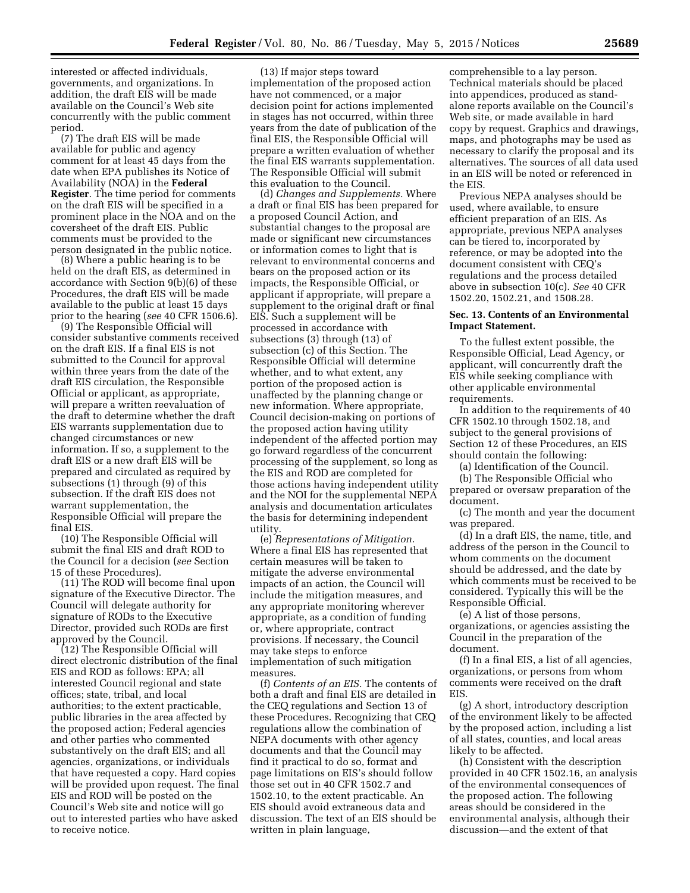interested or affected individuals, governments, and organizations. In addition, the draft EIS will be made available on the Council's Web site concurrently with the public comment period.

(7) The draft EIS will be made available for public and agency comment for at least 45 days from the date when EPA publishes its Notice of Availability (NOA) in the **Federal Register**. The time period for comments on the draft EIS will be specified in a prominent place in the NOA and on the coversheet of the draft EIS. Public comments must be provided to the person designated in the public notice.

(8) Where a public hearing is to be held on the draft EIS, as determined in accordance with Section 9(b)(6) of these Procedures, the draft EIS will be made available to the public at least 15 days prior to the hearing (*see* 40 CFR 1506.6).

(9) The Responsible Official will consider substantive comments received on the draft EIS. If a final EIS is not submitted to the Council for approval within three years from the date of the draft EIS circulation, the Responsible Official or applicant, as appropriate, will prepare a written reevaluation of the draft to determine whether the draft EIS warrants supplementation due to changed circumstances or new information. If so, a supplement to the draft EIS or a new draft EIS will be prepared and circulated as required by subsections (1) through (9) of this subsection. If the draft EIS does not warrant supplementation, the Responsible Official will prepare the final EIS.

(10) The Responsible Official will submit the final EIS and draft ROD to the Council for a decision (*see* Section 15 of these Procedures).

(11) The ROD will become final upon signature of the Executive Director. The Council will delegate authority for signature of RODs to the Executive Director, provided such RODs are first approved by the Council.

(12) The Responsible Official will direct electronic distribution of the final EIS and ROD as follows: EPA; all interested Council regional and state offices; state, tribal, and local authorities; to the extent practicable, public libraries in the area affected by the proposed action; Federal agencies and other parties who commented substantively on the draft EIS; and all agencies, organizations, or individuals that have requested a copy. Hard copies will be provided upon request. The final EIS and ROD will be posted on the Council's Web site and notice will go out to interested parties who have asked to receive notice.

(13) If major steps toward implementation of the proposed action have not commenced, or a major decision point for actions implemented in stages has not occurred, within three years from the date of publication of the final EIS, the Responsible Official will prepare a written evaluation of whether the final EIS warrants supplementation. The Responsible Official will submit this evaluation to the Council.

(d) *Changes and Supplements.* Where a draft or final EIS has been prepared for a proposed Council Action, and substantial changes to the proposal are made or significant new circumstances or information comes to light that is relevant to environmental concerns and bears on the proposed action or its impacts, the Responsible Official, or applicant if appropriate, will prepare a supplement to the original draft or final EIS. Such a supplement will be processed in accordance with subsections (3) through (13) of subsection (c) of this Section. The Responsible Official will determine whether, and to what extent, any portion of the proposed action is unaffected by the planning change or new information. Where appropriate, Council decision-making on portions of the proposed action having utility independent of the affected portion may go forward regardless of the concurrent processing of the supplement, so long as the EIS and ROD are completed for those actions having independent utility and the NOI for the supplemental NEPA analysis and documentation articulates the basis for determining independent utility.

(e) *Representations of Mitigation.* Where a final EIS has represented that certain measures will be taken to mitigate the adverse environmental impacts of an action, the Council will include the mitigation measures, and any appropriate monitoring wherever appropriate, as a condition of funding or, where appropriate, contract provisions. If necessary, the Council may take steps to enforce implementation of such mitigation measures.

(f) *Contents of an EIS.* The contents of both a draft and final EIS are detailed in the CEQ regulations and Section 13 of these Procedures. Recognizing that CEQ regulations allow the combination of NEPA documents with other agency documents and that the Council may find it practical to do so, format and page limitations on EIS's should follow those set out in 40 CFR 1502.7 and 1502.10, to the extent practicable. An EIS should avoid extraneous data and discussion. The text of an EIS should be written in plain language, comprehensible to a lay person. Technical materials should be placed into appendices, produced as stand-alone reports available on the Council's Web site, or made available in hard copy by request. Graphics and drawings, maps, and photographs may be used as necessary to clarify the proposal and its alternatives. The sources of all data used in an EIS will be noted or referenced in the EIS.

Previous NEPA analyses should be used, where available, to ensure efficient preparation of an EIS. As appropriate, previous NEPA analyses can be tiered to, incorporated by reference, or may be adopted into the document consistent with CEQ's regulations and the process detailed above in subsection 10(c). *See* 40 CFR 1502.20, 1502.21, and 1508.28.

### Sec. 13. Contents of an Environmental Impact Statement.

To the fullest extent possible, the Responsible Official, Lead Agency, or applicant, will concurrently draft the EIS while seeking compliance with other applicable environmental requirements.

In addition to the requirements of 40 CFR 1502.10 through 1502.18, and subject to the general provisions of Section 12 of these Procedures, an EIS should contain the following:

(a) Identification of the Council.

(b) The Responsible Official who prepared or oversaw preparation of the document.

(c) The month and year the document was prepared.

(d) In a draft EIS, the name, title, and address of the person in the Council to whom comments on the document should be addressed, and the date by which comments must be received to be considered. Typically this will be the Responsible Official.

(e) A list of those persons, organizations, or agencies assisting the Council in the preparation of the document.

(f) In a final EIS, a list of all agencies, organizations, or persons from whom comments were received on the draft EIS.

(g) A short, introductory description of the environment likely to be affected by the proposed action, including a list of all states, counties, and local areas likely to be affected.

(h) Consistent with the description provided in 40 CFR 1502.16, an analysis of the environmental consequences of the proposed action. The following areas should be considered in the environmental analysis, although their discussion—and the extent of that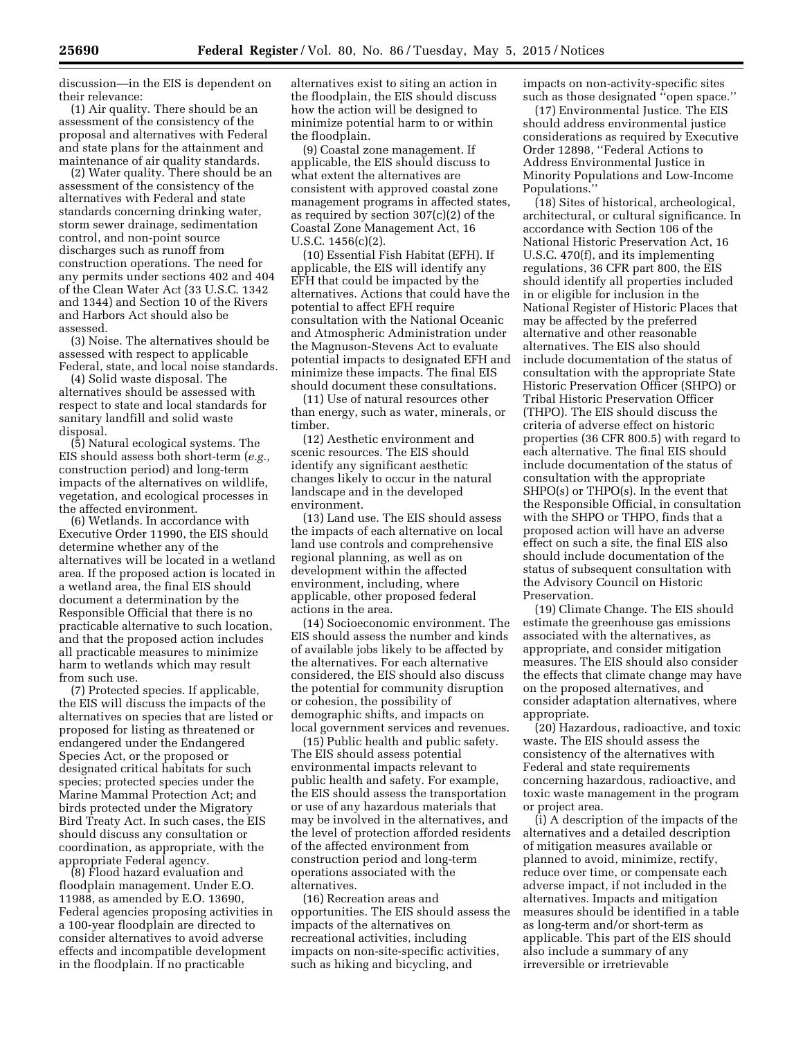discussion—in the EIS is dependent on their relevance:

(1) Air quality. There should be an assessment of the consistency of the proposal and alternatives with Federal and state plans for the attainment and maintenance of air quality standards.

(2) Water quality. There should be an assessment of the consistency of the alternatives with Federal and state standards concerning drinking water, storm sewer drainage, sedimentation control, and non-point source discharges such as runoff from construction operations. The need for any permits under sections 402 and 404 of the Clean Water Act (33 U.S.C. 1342 and 1344) and Section 10 of the Rivers and Harbors Act should also be assessed.

(3) Noise. The alternatives should be assessed with respect to applicable Federal, state, and local noise standards.

(4) Solid waste disposal. The alternatives should be assessed with respect to state and local standards for sanitary landfill and solid waste disposal.

(5) Natural ecological systems. The EIS should assess both short-term (*e.g.,* construction period) and long-term impacts of the alternatives on wildlife, vegetation, and ecological processes in the affected environment.

(6) Wetlands. In accordance with Executive Order 11990, the EIS should determine whether any of the alternatives will be located in a wetland area. If the proposed action is located in a wetland area, the final EIS should document a determination by the Responsible Official that there is no practicable alternative to such location, and that the proposed action includes all practicable measures to minimize harm to wetlands which may result from such use.

(7) Protected species. If applicable, the EIS will discuss the impacts of the alternatives on species that are listed or proposed for listing as threatened or endangered under the Endangered Species Act, or the proposed or designated critical habitats for such species; protected species under the Marine Mammal Protection Act; and birds protected under the Migratory Bird Treaty Act. In such cases, the EIS should discuss any consultation or coordination, as appropriate, with the appropriate Federal agency.

(8) Flood hazard evaluation and floodplain management. Under E.O. 11988, as amended by E.O. 13690, Federal agencies proposing activities in a 100-year floodplain are directed to consider alternatives to avoid adverse effects and incompatible development in the floodplain. If no practicable alternatives exist to siting an action in the floodplain, the EIS should discuss how the action will be designed to minimize potential harm to or within the floodplain.

(9) Coastal zone management. If applicable, the EIS should discuss to what extent the alternatives are consistent with approved coastal zone management programs in affected states, as required by section 307(c)(2) of the Coastal Zone Management Act, 16 U.S.C. 1456(c)(2).

(10) Essential Fish Habitat (EFH). If applicable, the EIS will identify any EFH that could be impacted by the alternatives. Actions that could have the potential to affect EFH require consultation with the National Oceanic and Atmospheric Administration under the Magnuson-Stevens Act to evaluate potential impacts to designated EFH and minimize these impacts. The final EIS should document these consultations.

(11) Use of natural resources other than energy, such as water, minerals, or timber.

(12) Aesthetic environment and scenic resources. The EIS should identify any significant aesthetic changes likely to occur in the natural landscape and in the developed environment.

(13) Land use. The EIS should assess the impacts of each alternative on local land use controls and comprehensive regional planning, as well as on development within the affected environment, including, where applicable, other proposed federal actions in the area.

(14) Socioeconomic environment. The EIS should assess the number and kinds of available jobs likely to be affected by the alternatives. For each alternative considered, the EIS should also discuss the potential for community disruption or cohesion, the possibility of demographic shifts, and impacts on local government services and revenues.

(15) Public health and public safety. The EIS should assess potential environmental impacts relevant to public health and safety. For example, the EIS should assess the transportation or use of any hazardous materials that may be involved in the alternatives, and the level of protection afforded residents of the affected environment from construction period and long-term operations associated with the alternatives.

(16) Recreation areas and opportunities. The EIS should assess the impacts of the alternatives on recreational activities, including impacts on non-site-specific activities, such as hiking and bicycling, and impacts on non-activity-specific sites such as those designated ''open space.''

(17) Environmental Justice. The EIS should address environmental justice considerations as required by Executive Order 12898, ''Federal Actions to Address Environmental Justice in Minority Populations and Low-Income Populations.''

(18) Sites of historical, archeological, architectural, or cultural significance. In accordance with Section 106 of the National Historic Preservation Act, 16 U.S.C. 470(f), and its implementing regulations, 36 CFR part 800, the EIS should identify all properties included in or eligible for inclusion in the National Register of Historic Places that may be affected by the preferred alternative and other reasonable alternatives. The EIS also should include documentation of the status of consultation with the appropriate State Historic Preservation Officer (SHPO) or Tribal Historic Preservation Officer (THPO). The EIS should discuss the criteria of adverse effect on historic properties (36 CFR 800.5) with regard to each alternative. The final EIS should include documentation of the status of consultation with the appropriate SHPO(s) or THPO(s). In the event that the Responsible Official, in consultation with the SHPO or THPO, finds that a proposed action will have an adverse effect on such a site, the final EIS also should include documentation of the status of subsequent consultation with the Advisory Council on Historic Preservation.

(19) Climate Change. The EIS should estimate the greenhouse gas emissions associated with the alternatives, as appropriate, and consider mitigation measures. The EIS should also consider the effects that climate change may have on the proposed alternatives, and consider adaptation alternatives, where appropriate.

(20) Hazardous, radioactive, and toxic waste. The EIS should assess the consistency of the alternatives with Federal and state requirements concerning hazardous, radioactive, and toxic waste management in the program or project area.

(i) A description of the impacts of the alternatives and a detailed description of mitigation measures available or planned to avoid, minimize, rectify, reduce over time, or compensate each adverse impact, if not included in the alternatives. Impacts and mitigation measures should be identified in a table as long-term and/or short-term as applicable. This part of the EIS should also include a summary of any irreversible or irretrievable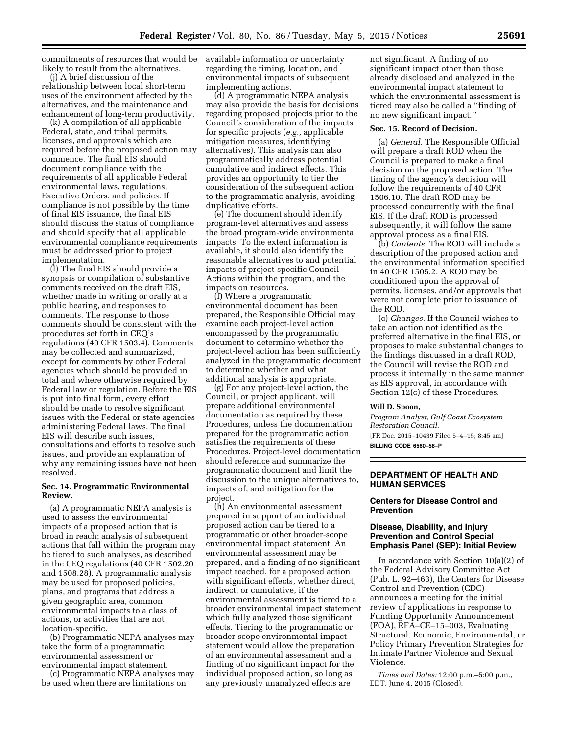commitments of resources that would be likely to result from the alternatives.

(j) A brief discussion of the relationship between local short-term uses of the environment affected by the alternatives, and the maintenance and enhancement of long-term productivity.

(k) A compilation of all applicable Federal, state, and tribal permits, licenses, and approvals which are required before the proposed action may commence. The final EIS should document compliance with the requirements of all applicable Federal environmental laws, regulations, Executive Orders, and policies. If compliance is not possible by the time of final EIS issuance, the final EIS should discuss the status of compliance and should specify that all applicable environmental compliance requirements must be addressed prior to project implementation.

(l) The final EIS should provide a synopsis or compilation of substantive comments received on the draft EIS, whether made in writing or orally at a public hearing, and responses to comments. The response to those comments should be consistent with the procedures set forth in CEQ's regulations (40 CFR 1503.4). Comments may be collected and summarized, except for comments by other Federal agencies which should be provided in total and where otherwise required by Federal law or regulation. Before the EIS is put into final form, every effort should be made to resolve significant issues with the Federal or state agencies administering Federal laws. The final EIS will describe such issues, consultations and efforts to resolve such issues, and provide an explanation of why any remaining issues have not been resolved.

**Sec. 14. Programmatic Environmental Review.**

(a) A programmatic NEPA analysis is used to assess the environmental impacts of a proposed action that is broad in reach; analysis of subsequent actions that fall within the program may be tiered to such analyses, as described in the CEQ regulations (40 CFR 1502.20 and 1508.28). A programmatic analysis may be used for proposed policies, plans, and programs that address a given geographic area, common environmental impacts to a class of actions, or activities that are not location-specific.

(b) Programmatic NEPA analyses may take the form of a programmatic environmental assessment or environmental impact statement.

(c) Programmatic NEPA analyses may be used when there are limitations on available information or uncertainty regarding the timing, location, and environmental impacts of subsequent implementing actions.

(d) A programmatic NEPA analysis may also provide the basis for decisions regarding proposed projects prior to the Council's consideration of the impacts for specific projects (*e.g.,* applicable mitigation measures, identifying alternatives). This analysis can also programmatically address potential cumulative and indirect effects. This provides an opportunity to tier the consideration of the subsequent action to the programmatic analysis, avoiding duplicative efforts.

(e) The document should identify program-level alternatives and assess the broad program-wide environmental impacts. To the extent information is available, it should also identify the reasonable alternatives to and potential impacts of project-specific Council Actions within the program, and the impacts on resources.

(f) Where a programmatic environmental document has been prepared, the Responsible Official may examine each project-level action encompassed by the programmatic document to determine whether the project-level action has been sufficiently analyzed in the programmatic document to determine whether and what additional analysis is appropriate.

(g) For any project-level action, the Council, or project applicant, will prepare additional environmental documentation as required by these Procedures, unless the documentation prepared for the programmatic action satisfies the requirements of these Procedures. Project-level documentation should reference and summarize the programmatic document and limit the discussion to the unique alternatives to, impacts of, and mitigation for the project.

(h) An environmental assessment prepared in support of an individual proposed action can be tiered to a programmatic or other broader-scope environmental impact statement. An environmental assessment may be prepared, and a finding of no significant impact reached, for a proposed action with significant effects, whether direct, indirect, or cumulative, if the environmental assessment is tiered to a broader environmental impact statement which fully analyzed those significant effects. Tiering to the programmatic or broader-scope environmental impact statement would allow the preparation of an environmental assessment and a finding of no significant impact for the individual proposed action, so long as any previously unanalyzed effects are not significant. A finding of no significant impact other than those already disclosed and analyzed in the environmental impact statement to which the environmental assessment is tiered may also be called a ''finding of no new significant impact.''

**Sec. 15. Record of Decision.**

(a) *General.* The Responsible Official will prepare a draft ROD when the Council is prepared to make a final decision on the proposed action. The timing of the agency's decision will follow the requirements of 40 CFR 1506.10. The draft ROD may be processed concurrently with the final EIS. If the draft ROD is processed subsequently, it will follow the same approval process as a final EIS.

(b) *Contents.* The ROD will include a description of the proposed action and the environmental information specified in 40 CFR 1505.2. A ROD may be conditioned upon the approval of permits, licenses, and/or approvals that were not complete prior to issuance of the ROD.

(c) *Changes.* If the Council wishes to take an action not identified as the preferred alternative in the final EIS, or proposes to make substantial changes to the findings discussed in a draft ROD, the Council will revise the ROD and process it internally in the same manner as EIS approval, in accordance with Section 12(c) of these Procedures.

**Will D. Spoon,**

*Program Analyst, Gulf Coast Ecosystem Restoration Council.*

[FR Doc. 2015–10439 Filed 5–4–15; 8:45 am]

**BILLING CODE 6560–58–P**

---

## DEPARTMENT OF HEALTH AND HUMAN SERVICES

### Centers for Disease Control and Prevention

### Disease, Disability, and Injury Prevention and Control Special Emphasis Panel (SEP): Initial Review

In accordance with Section 10(a)(2) of the Federal Advisory Committee Act (Pub. L. 92–463), the Centers for Disease Control and Prevention (CDC) announces a meeting for the initial review of applications in response to Funding Opportunity Announcement (FOA), RFA–CE–15–003, Evaluating Structural, Economic, Environmental, or Policy Primary Prevention Strategies for Intimate Partner Violence and Sexual Violence.

*Times and Dates:* 12:00 p.m.–5:00 p.m., EDT, June 4, 2015 (Closed).